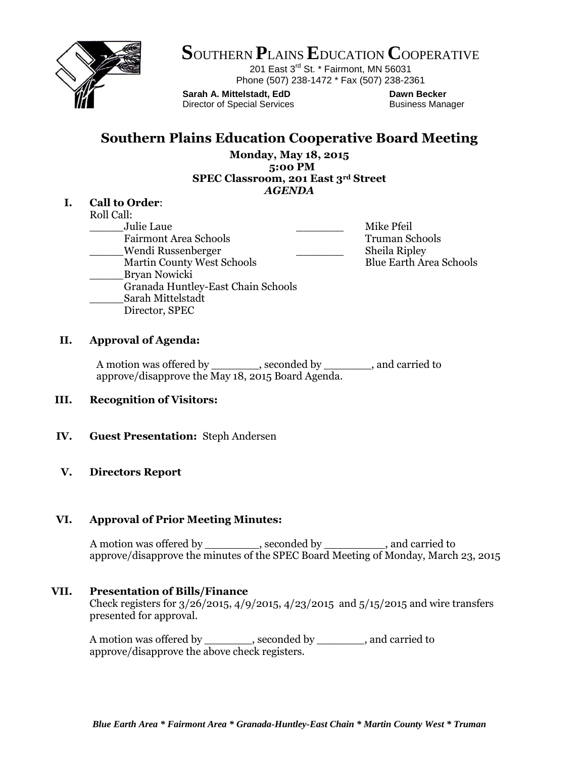# SOUTHERN PLAINS EDUCATION COOPERATIVE

201 East 3rd St. * Fairmont, MN 56031
Phone (507) 238-1472 * Fax (507) 238-2361

**Sarah A. Mittelstadt, EdD**
Director of Special Services

**Dawn Becker**
Business Manager

## Southern Plains Education Cooperative Board Meeting

**Monday, May 18, 2015**
**5:00 PM**
**SPEC Classroom, 201 East 3rd Street**
***AGENDA***

### I. Call to Order:

Roll Call:

_____Julie Laue
Fairmont Area Schools

_____Wendi Russenberger
Martin County West Schools

_____Bryan Nowicki
Granada Huntley-East Chain Schools

_____Sarah Mittelstadt
Director, SPEC

_______ Mike Pfeil
Truman Schools

_______ Sheila Ripley
Blue Earth Area Schools

### II. Approval of Agenda:

A motion was offered by _______, seconded by _______, and carried to approve/disapprove the May 18, 2015 Board Agenda.

### III. Recognition of Visitors:

### IV. Guest Presentation: Steph Andersen

### V. Directors Report

### VI. Approval of Prior Meeting Minutes:

A motion was offered by ________, seconded by _________, and carried to approve/disapprove the minutes of the SPEC Board Meeting of Monday, March 23, 2015

### VII. Presentation of Bills/Finance

Check registers for 3/26/2015, 4/9/2015, 4/23/2015 and 5/15/2015 and wire transfers presented for approval.

A motion was offered by _______, seconded by _______, and carried to approve/disapprove the above check registers.

*Blue Earth Area * Fairmont Area * Granada-Huntley-East Chain * Martin County West * Truman*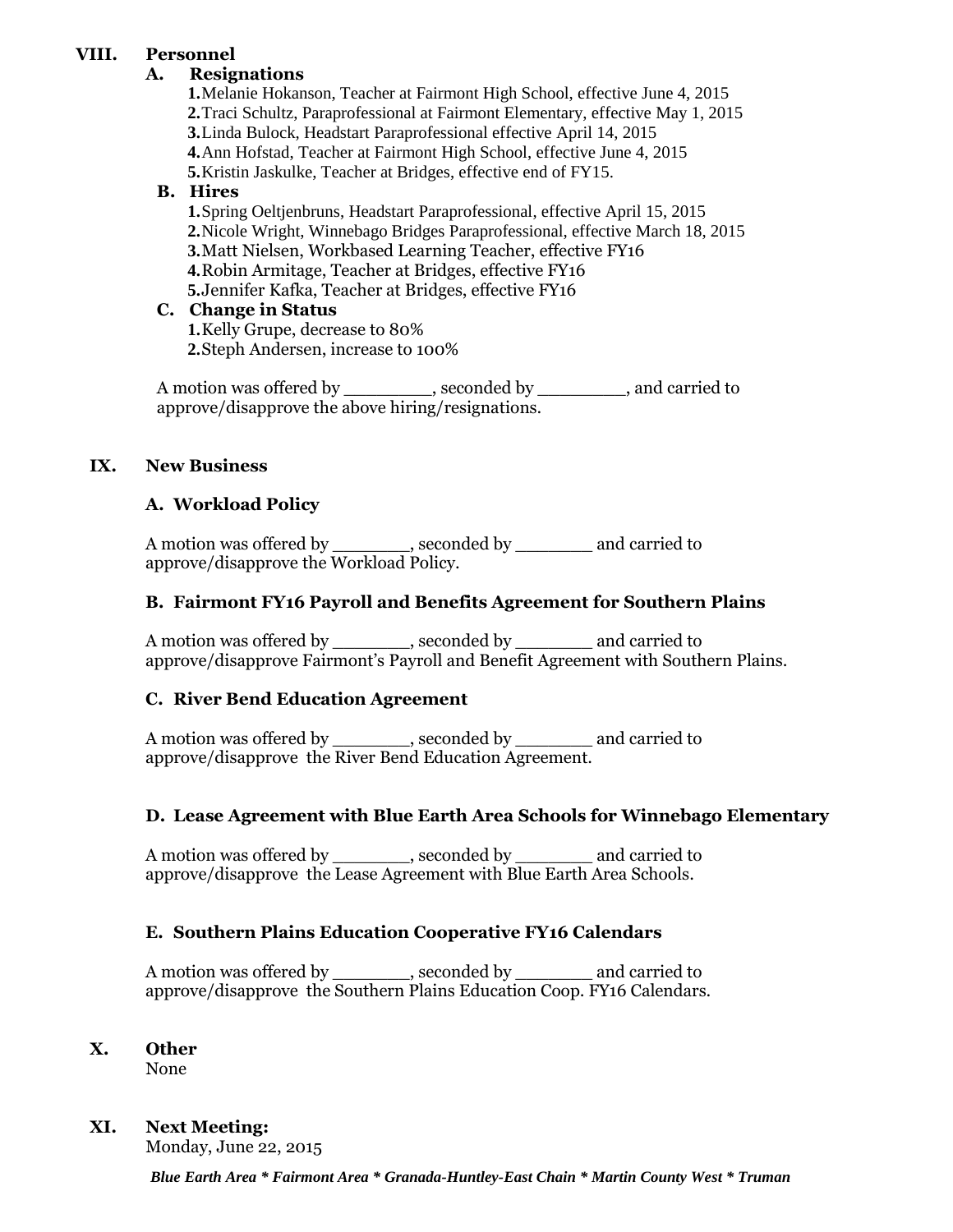## VIII. Personnel

### A. Resignations

1. Melanie Hokanson, Teacher at Fairmont High School, effective June 4, 2015
2. Traci Schultz, Paraprofessional at Fairmont Elementary, effective May 1, 2015
3. Linda Bulock, Headstart Paraprofessional effective April 14, 2015
4. Ann Hofstad, Teacher at Fairmont High School, effective June 4, 2015
5. Kristin Jaskulke, Teacher at Bridges, effective end of FY15.

### B. Hires

1. Spring Oeltjenbruns, Headstart Paraprofessional, effective April 15, 2015
2. Nicole Wright, Winnebago Bridges Paraprofessional, effective March 18, 2015
3. Matt Nielsen, Workbased Learning Teacher, effective FY16
4. Robin Armitage, Teacher at Bridges, effective FY16
5. Jennifer Kafka, Teacher at Bridges, effective FY16

### C. Change in Status

1. Kelly Grupe, decrease to 80%
2. Steph Andersen, increase to 100%

A motion was offered by ________, seconded by ________, and carried to approve/disapprove the above hiring/resignations.

## IX. New Business

### A. Workload Policy

A motion was offered by _______, seconded by _______ and carried to approve/disapprove the Workload Policy.

### B. Fairmont FY16 Payroll and Benefits Agreement for Southern Plains

A motion was offered by _______, seconded by _______ and carried to approve/disapprove Fairmont's Payroll and Benefit Agreement with Southern Plains.

### C. River Bend Education Agreement

A motion was offered by _______, seconded by _______ and carried to approve/disapprove the River Bend Education Agreement.

### D. Lease Agreement with Blue Earth Area Schools for Winnebago Elementary

A motion was offered by _______, seconded by _______ and carried to approve/disapprove the Lease Agreement with Blue Earth Area Schools.

### E. Southern Plains Education Cooperative FY16 Calendars

A motion was offered by _______, seconded by _______ and carried to approve/disapprove the Southern Plains Education Coop. FY16 Calendars.

## X. Other

None

## XI. Next Meeting:

Monday, June 22, 2015

***Blue Earth Area * Fairmont Area * Granada-Huntley-East Chain * Martin County West * Truman***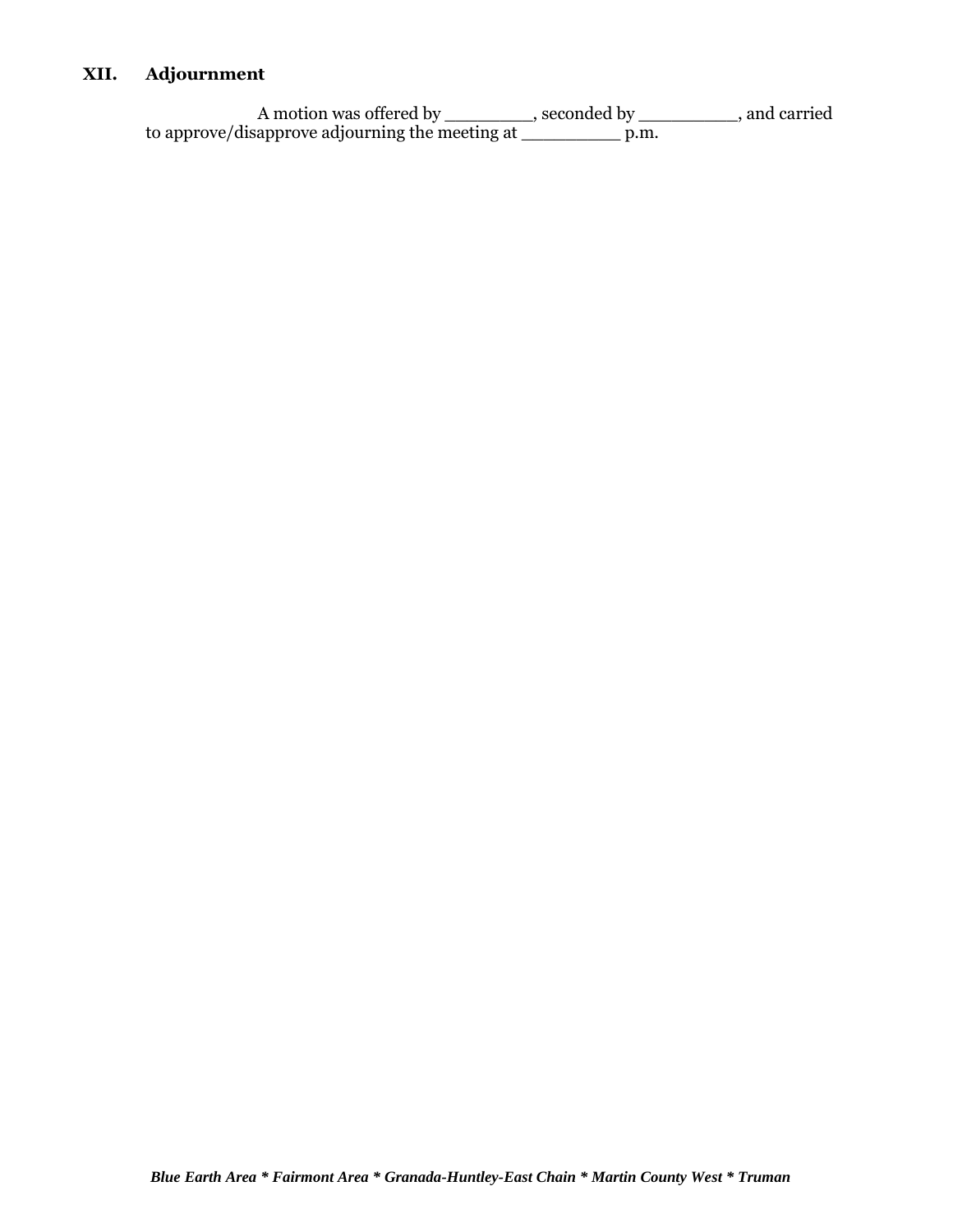## XII. Adjournment

A motion was offered by ________, seconded by _________, and carried to approve/disapprove adjourning the meeting at _________ p.m.